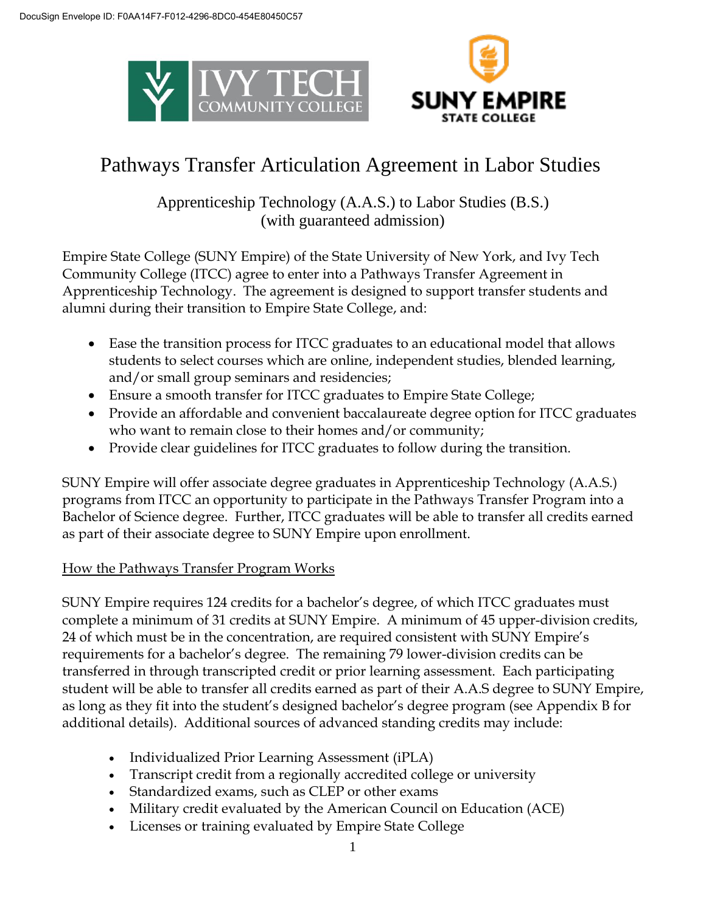# Pathways Transfer Articulation Agreement in Labor Studies

Apprenticeship Technology (A.A.S.) to Labor Studies (B.S.)
(with guaranteed admission)

Empire State College (SUNY Empire) of the State University of New York, and Ivy Tech Community College (ITCC) agree to enter into a Pathways Transfer Agreement in Apprenticeship Technology. The agreement is designed to support transfer students and alumni during their transition to Empire State College, and:

- Ease the transition process for ITCC graduates to an educational model that allows students to select courses which are online, independent studies, blended learning, and/or small group seminars and residencies;
- Ensure a smooth transfer for ITCC graduates to Empire State College;
- Provide an affordable and convenient baccalaureate degree option for ITCC graduates who want to remain close to their homes and/or community;
- Provide clear guidelines for ITCC graduates to follow during the transition.

SUNY Empire will offer associate degree graduates in Apprenticeship Technology (A.A.S.) programs from ITCC an opportunity to participate in the Pathways Transfer Program into a Bachelor of Science degree. Further, ITCC graduates will be able to transfer all credits earned as part of their associate degree to SUNY Empire upon enrollment.

## How the Pathways Transfer Program Works

SUNY Empire requires 124 credits for a bachelor's degree, of which ITCC graduates must complete a minimum of 31 credits at SUNY Empire. A minimum of 45 upper-division credits, 24 of which must be in the concentration, are required consistent with SUNY Empire's requirements for a bachelor's degree. The remaining 79 lower-division credits can be transferred in through transcripted credit or prior learning assessment. Each participating student will be able to transfer all credits earned as part of their A.A.S degree to SUNY Empire, as long as they fit into the student's designed bachelor's degree program (see Appendix B for additional details). Additional sources of advanced standing credits may include:

- Individualized Prior Learning Assessment (iPLA)
- Transcript credit from a regionally accredited college or university
- Standardized exams, such as CLEP or other exams
- Military credit evaluated by the American Council on Education (ACE)
- Licenses or training evaluated by Empire State College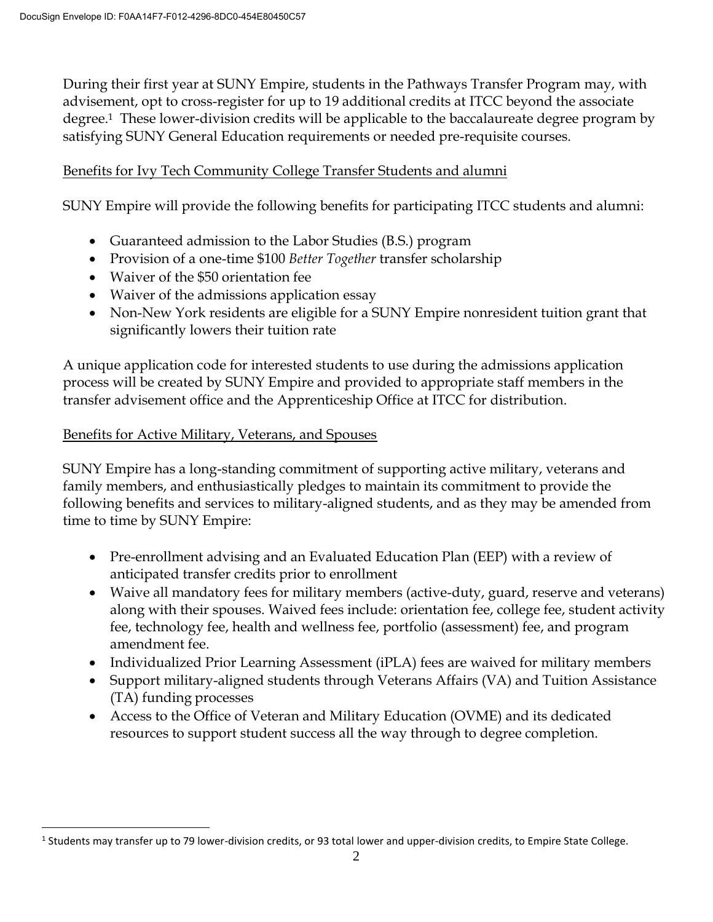During their first year at SUNY Empire, students in the Pathways Transfer Program may, with advisement, opt to cross-register for up to 19 additional credits at ITCC beyond the associate degree.[1] These lower-division credits will be applicable to the baccalaureate degree program by satisfying SUNY General Education requirements or needed pre-requisite courses.

<u>Benefits for Ivy Tech Community College Transfer Students and alumni</u>

SUNY Empire will provide the following benefits for participating ITCC students and alumni:

- Guaranteed admission to the Labor Studies (B.S.) program
- Provision of a one-time $100 *Better Together* transfer scholarship
- Waiver of the $50 orientation fee
- Waiver of the admissions application essay
- Non-New York residents are eligible for a SUNY Empire nonresident tuition grant that significantly lowers their tuition rate

A unique application code for interested students to use during the admissions application process will be created by SUNY Empire and provided to appropriate staff members in the transfer advisement office and the Apprenticeship Office at ITCC for distribution.

<u>Benefits for Active Military, Veterans, and Spouses</u>

SUNY Empire has a long-standing commitment of supporting active military, veterans and family members, and enthusiastically pledges to maintain its commitment to provide the following benefits and services to military-aligned students, and as they may be amended from time to time by SUNY Empire:

- Pre-enrollment advising and an Evaluated Education Plan (EEP) with a review of anticipated transfer credits prior to enrollment
- Waive all mandatory fees for military members (active-duty, guard, reserve and veterans) along with their spouses. Waived fees include: orientation fee, college fee, student activity fee, technology fee, health and wellness fee, portfolio (assessment) fee, and program amendment fee.
- Individualized Prior Learning Assessment (iPLA) fees are waived for military members
- Support military-aligned students through Veterans Affairs (VA) and Tuition Assistance (TA) funding processes
- Access to the Office of Veteran and Military Education (OVME) and its dedicated resources to support student success all the way through to degree completion.

[1] Students may transfer up to 79 lower-division credits, or 93 total lower and upper-division credits, to Empire State College.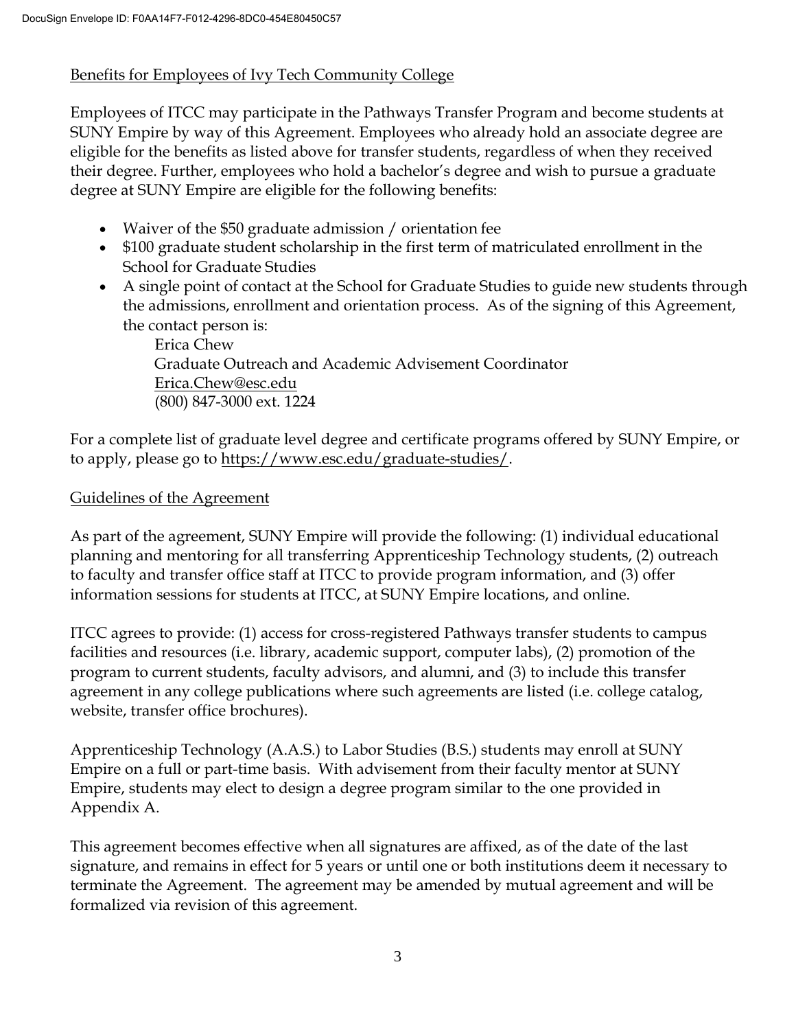## Benefits for Employees of Ivy Tech Community College

Employees of ITCC may participate in the Pathways Transfer Program and become students at SUNY Empire by way of this Agreement. Employees who already hold an associate degree are eligible for the benefits as listed above for transfer students, regardless of when they received their degree. Further, employees who hold a bachelor's degree and wish to pursue a graduate degree at SUNY Empire are eligible for the following benefits:

- Waiver of the $50 graduate admission / orientation fee
- $100 graduate student scholarship in the first term of matriculated enrollment in the School for Graduate Studies
- A single point of contact at the School for Graduate Studies to guide new students through the admissions, enrollment and orientation process. As of the signing of this Agreement, the contact person is:

  Erica Chew
  Graduate Outreach and Academic Advisement Coordinator
  Erica.Chew@esc.edu
  (800) 847-3000 ext. 1224

For a complete list of graduate level degree and certificate programs offered by SUNY Empire, or to apply, please go to https://www.esc.edu/graduate-studies/.

## Guidelines of the Agreement

As part of the agreement, SUNY Empire will provide the following: (1) individual educational planning and mentoring for all transferring Apprenticeship Technology students, (2) outreach to faculty and transfer office staff at ITCC to provide program information, and (3) offer information sessions for students at ITCC, at SUNY Empire locations, and online.

ITCC agrees to provide: (1) access for cross-registered Pathways transfer students to campus facilities and resources (i.e. library, academic support, computer labs), (2) promotion of the program to current students, faculty advisors, and alumni, and (3) to include this transfer agreement in any college publications where such agreements are listed (i.e. college catalog, website, transfer office brochures).

Apprenticeship Technology (A.A.S.) to Labor Studies (B.S.) students may enroll at SUNY Empire on a full or part-time basis. With advisement from their faculty mentor at SUNY Empire, students may elect to design a degree program similar to the one provided in Appendix A.

This agreement becomes effective when all signatures are affixed, as of the date of the last signature, and remains in effect for 5 years or until one or both institutions deem it necessary to terminate the Agreement. The agreement may be amended by mutual agreement and will be formalized via revision of this agreement.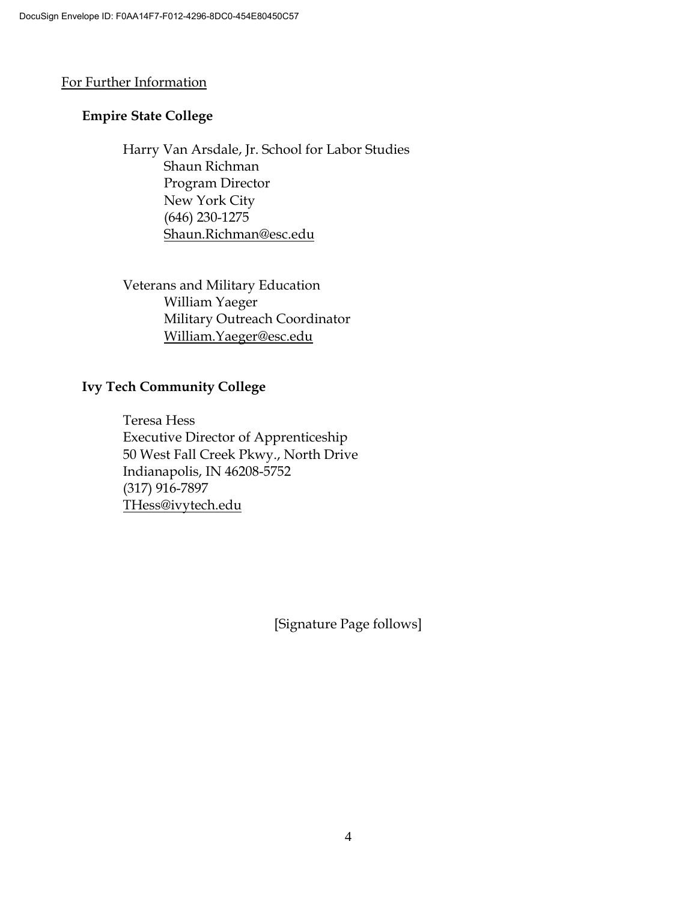For Further Information

**Empire State College**

Harry Van Arsdale, Jr. School for Labor Studies
Shaun Richman
Program Director
New York City
(646) 230-1275
Shaun.Richman@esc.edu

Veterans and Military Education
William Yaeger
Military Outreach Coordinator
William.Yaeger@esc.edu

**Ivy Tech Community College**

Teresa Hess
Executive Director of Apprenticeship
50 West Fall Creek Pkwy., North Drive
Indianapolis, IN 46208-5752
(317) 916-7897
THess@ivytech.edu

[Signature Page follows]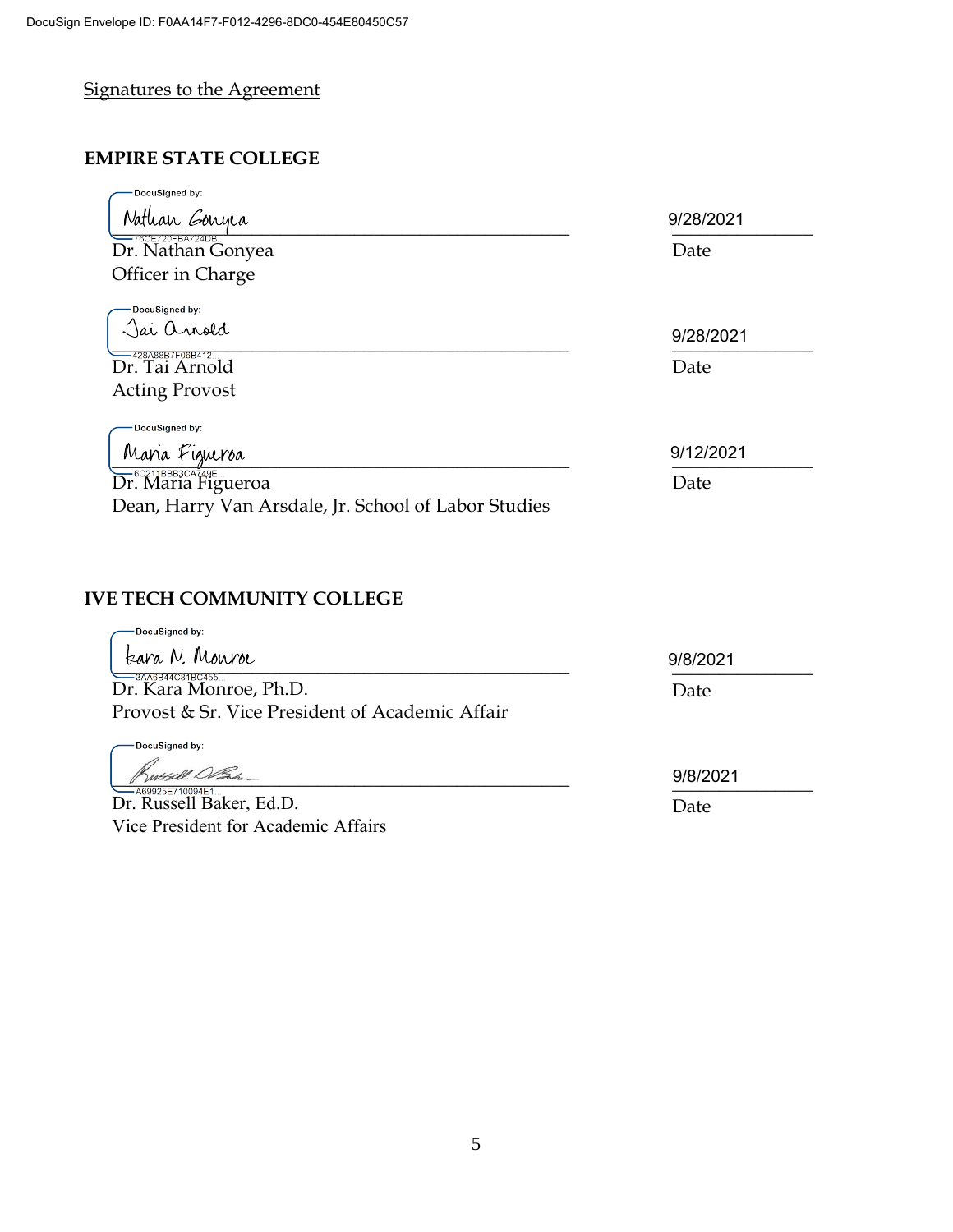Signatures to the Agreement

**EMPIRE STATE COLLEGE**

DocuSigned by:
Nathan Gonyea
76CE720FBA724DB...
Dr. Nathan Gonyea
Officer in Charge

9/28/2021
Date

DocuSigned by:
Tai Arnold
428A88B7F06B412...
Dr. Tai Arnold
Acting Provost

9/28/2021
Date

DocuSigned by:
Maria Figueroa
6C211BBB3CA749E...
Dr. Maria Figueroa
Dean, Harry Van Arsdale, Jr. School of Labor Studies

9/12/2021
Date

**IVE TECH COMMUNITY COLLEGE**

DocuSigned by:
Kara N. Monroe
3AA6B44C81BC455...
Dr. Kara Monroe, Ph.D.
Provost & Sr. Vice President of Academic Affair

9/8/2021
Date

DocuSigned by:
Russell Baker
A69925E710094E1...
Dr. Russell Baker, Ed.D.
Vice President for Academic Affairs

9/8/2021
Date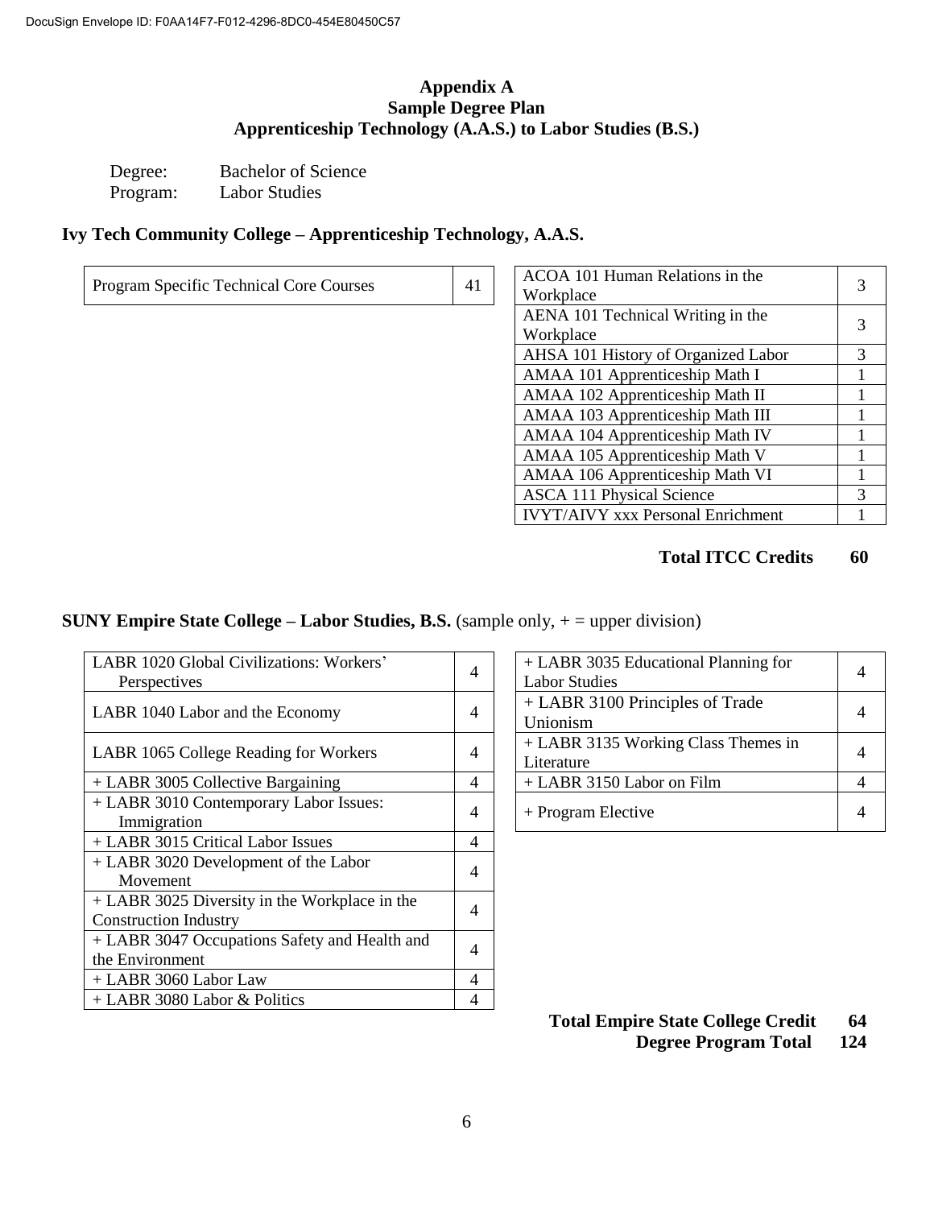# Appendix A
## Sample Degree Plan
## Apprenticeship Technology (A.A.S.) to Labor Studies (B.S.)

Degree: Bachelor of Science
Program: Labor Studies

### Ivy Tech Community College – Apprenticeship Technology, A.A.S.

| Course | Credits |
|---|---|
| Program Specific Technical Core Courses | 41 |

| Course | Credits |
|---|---|
| ACOA 101 Human Relations in the Workplace | 3 |
| AENA 101 Technical Writing in the Workplace | 3 |
| AHSA 101 History of Organized Labor | 3 |
| AMAA 101 Apprenticeship Math I | 1 |
| AMAA 102 Apprenticeship Math II | 1 |
| AMAA 103 Apprenticeship Math III | 1 |
| AMAA 104 Apprenticeship Math IV | 1 |
| AMAA 105 Apprenticeship Math V | 1 |
| AMAA 106 Apprenticeship Math VI | 1 |
| ASCA 111 Physical Science | 3 |
| IVYT/AIVY xxx Personal Enrichment | 1 |

**Total ITCC Credits 60**

### SUNY Empire State College – Labor Studies, B.S. (sample only, + = upper division)

| Course | Credits |
|---|---|
| LABR 1020 Global Civilizations: Workers' Perspectives | 4 |
| LABR 1040 Labor and the Economy | 4 |
| LABR 1065 College Reading for Workers | 4 |
| + LABR 3005 Collective Bargaining | 4 |
| + LABR 3010 Contemporary Labor Issues: Immigration | 4 |
| + LABR 3015 Critical Labor Issues | 4 |
| + LABR 3020 Development of the Labor Movement | 4 |
| + LABR 3025 Diversity in the Workplace in the Construction Industry | 4 |
| + LABR 3047 Occupations Safety and Health and the Environment | 4 |
| + LABR 3060 Labor Law | 4 |
| + LABR 3080 Labor & Politics | 4 |

| Course | Credits |
|---|---|
| + LABR 3035 Educational Planning for Labor Studies | 4 |
| + LABR 3100 Principles of Trade Unionism | 4 |
| + LABR 3135 Working Class Themes in Literature | 4 |
| + LABR 3150 Labor on Film | 4 |
| + Program Elective | 4 |

**Total Empire State College Credit 64**
**Degree Program Total 124**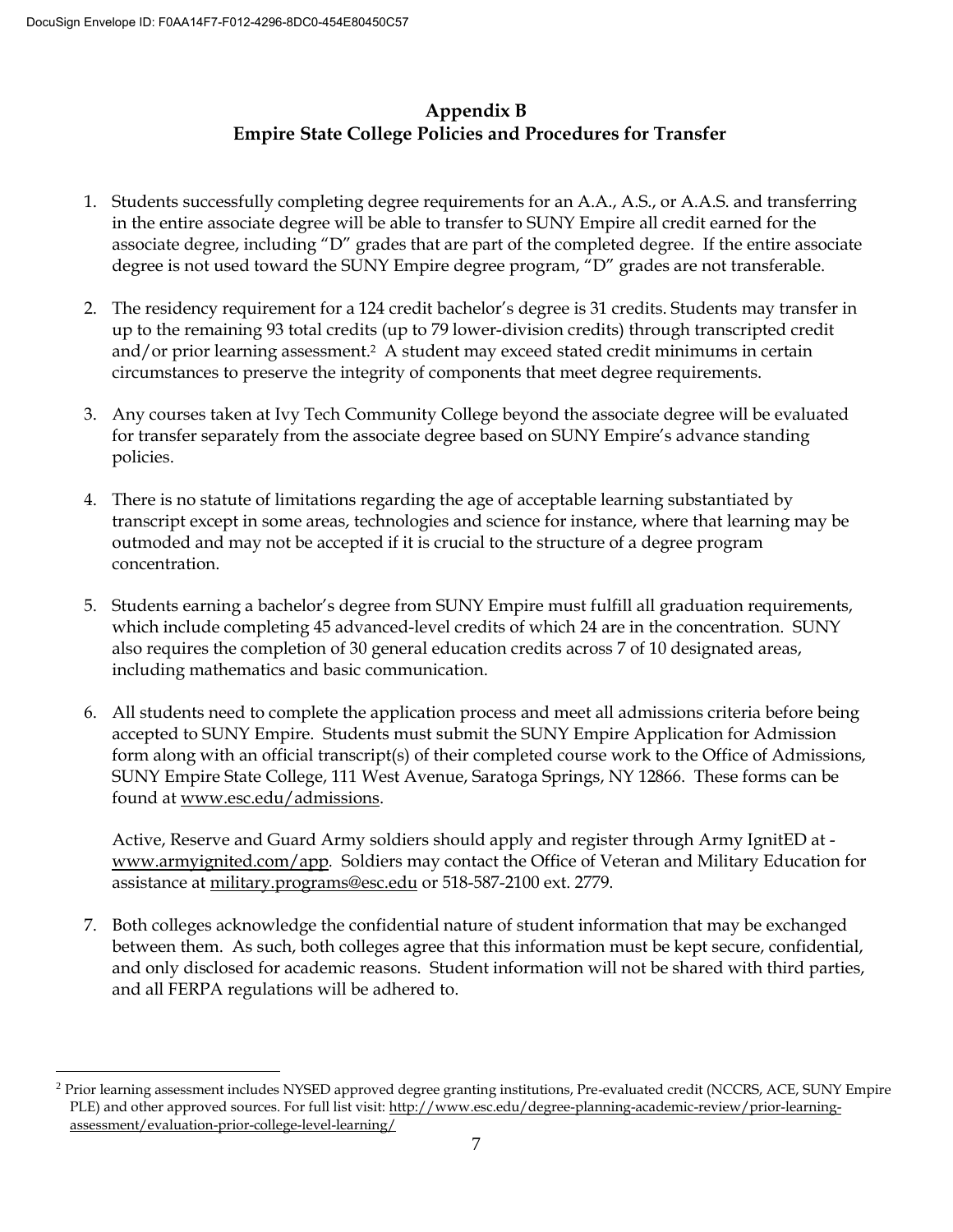## Appendix B
## Empire State College Policies and Procedures for Transfer

1. Students successfully completing degree requirements for an A.A., A.S., or A.A.S. and transferring in the entire associate degree will be able to transfer to SUNY Empire all credit earned for the associate degree, including "D" grades that are part of the completed degree. If the entire associate degree is not used toward the SUNY Empire degree program, "D" grades are not transferable.

2. The residency requirement for a 124 credit bachelor's degree is 31 credits. Students may transfer in up to the remaining 93 total credits (up to 79 lower-division credits) through transcripted credit and/or prior learning assessment.[2] A student may exceed stated credit minimums in certain circumstances to preserve the integrity of components that meet degree requirements.

3. Any courses taken at Ivy Tech Community College beyond the associate degree will be evaluated for transfer separately from the associate degree based on SUNY Empire's advance standing policies.

4. There is no statute of limitations regarding the age of acceptable learning substantiated by transcript except in some areas, technologies and science for instance, where that learning may be outmoded and may not be accepted if it is crucial to the structure of a degree program concentration.

5. Students earning a bachelor's degree from SUNY Empire must fulfill all graduation requirements, which include completing 45 advanced-level credits of which 24 are in the concentration. SUNY also requires the completion of 30 general education credits across 7 of 10 designated areas, including mathematics and basic communication.

6. All students need to complete the application process and meet all admissions criteria before being accepted to SUNY Empire. Students must submit the SUNY Empire Application for Admission form along with an official transcript(s) of their completed course work to the Office of Admissions, SUNY Empire State College, 111 West Avenue, Saratoga Springs, NY 12866. These forms can be found at www.esc.edu/admissions.

   Active, Reserve and Guard Army soldiers should apply and register through Army IgnitED at - www.armyignited.com/app. Soldiers may contact the Office of Veteran and Military Education for assistance at military.programs@esc.edu or 518-587-2100 ext. 2779.

7. Both colleges acknowledge the confidential nature of student information that may be exchanged between them. As such, both colleges agree that this information must be kept secure, confidential, and only disclosed for academic reasons. Student information will not be shared with third parties, and all FERPA regulations will be adhered to.

---

[2] Prior learning assessment includes NYSED approved degree granting institutions, Pre-evaluated credit (NCCRS, ACE, SUNY Empire PLE) and other approved sources. For full list visit: http://www.esc.edu/degree-planning-academic-review/prior-learning-assessment/evaluation-prior-college-level-learning/